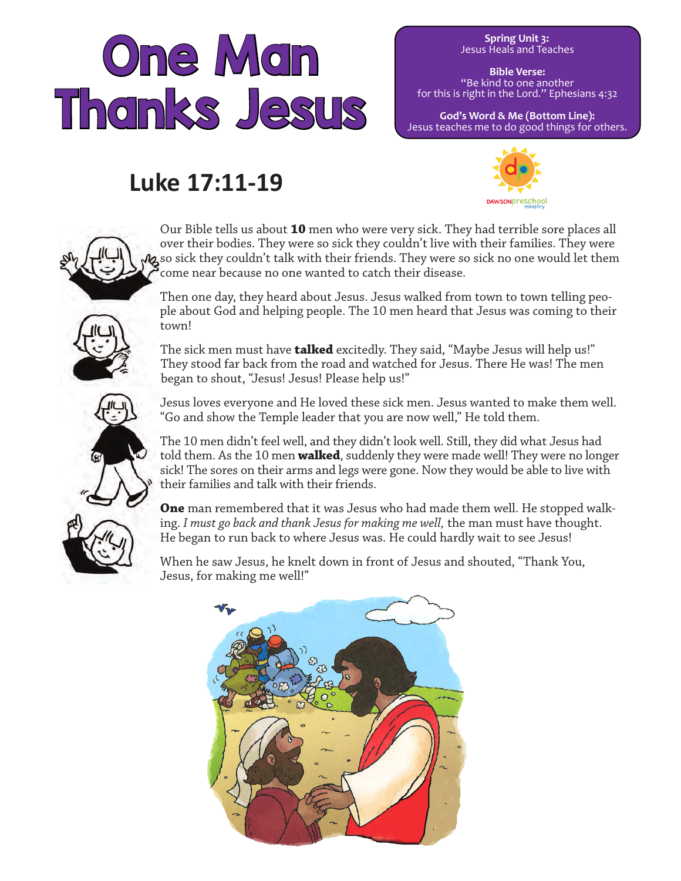# One Man Thanks Jesus

**Spring Unit 3:**
Jesus Heals and Teaches

**Bible Verse:**
"Be kind to one another for this is right in the Lord." Ephesians 4:32

**God's Word & Me (Bottom Line):**
Jesus teaches me to do good things for others.

DAWSON preschool ministry

## Luke 17:11-19

Our Bible tells us about **10** men who were very sick. They had terrible sore places all over their bodies. They were so sick they couldn't live with their families. They were so sick they couldn't talk with their friends. They were so sick no one would let them come near because no one wanted to catch their disease.

Then one day, they heard about Jesus. Jesus walked from town to town telling people about God and helping people. The 10 men heard that Jesus was coming to their town!

The sick men must have **talked** excitedly. They said, "Maybe Jesus will help us!" They stood far back from the road and watched for Jesus. There He was! The men began to shout, "Jesus! Jesus! Please help us!"

Jesus loves everyone and He loved these sick men. Jesus wanted to make them well. "Go and show the Temple leader that you are now well," He told them.

The 10 men didn't feel well, and they didn't look well. Still, they did what Jesus had told them. As the 10 men **walked**, suddenly they were made well! They were no longer sick! The sores on their arms and legs were gone. Now they would be able to live with their families and talk with their friends.

**One** man remembered that it was Jesus who had made them well. He stopped walking. *I must go back and thank Jesus for making me well,* the man must have thought. He began to run back to where Jesus was. He could hardly wait to see Jesus!

When he saw Jesus, he knelt down in front of Jesus and shouted, "Thank You, Jesus, for making me well!"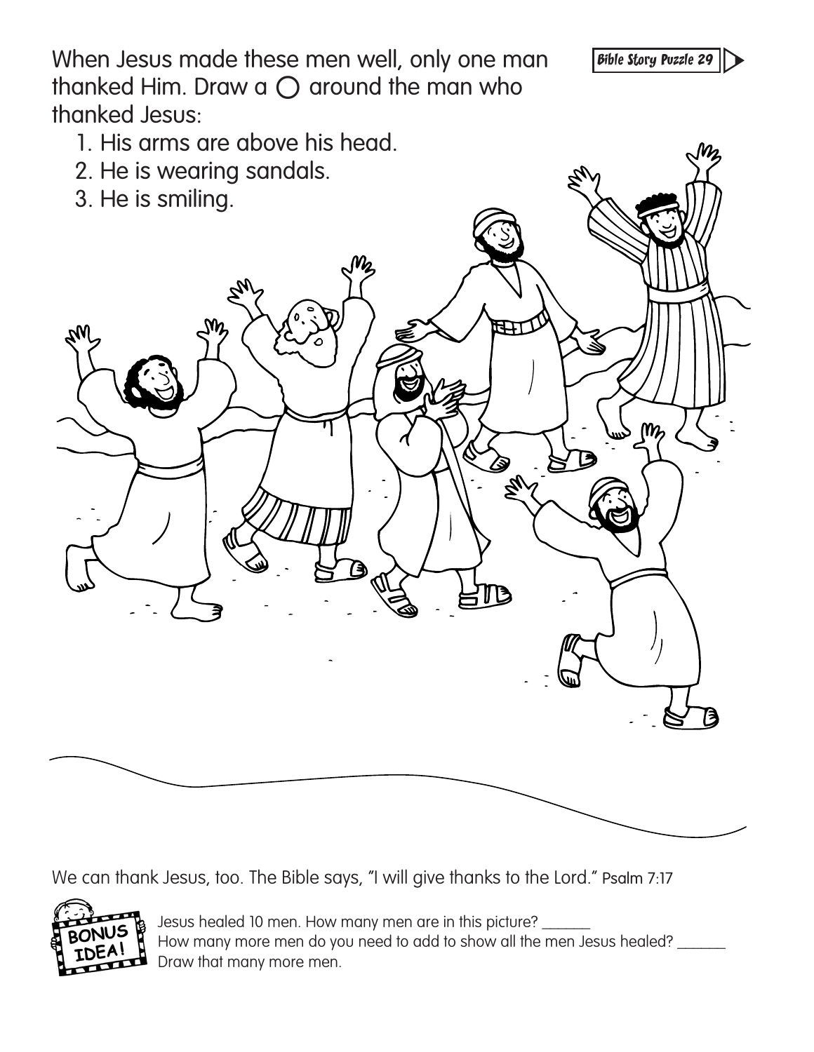When Jesus made these men well, only one man thanked Him. Draw a ○ around the man who thanked Jesus:

Bible Story Puzzle 29

1. His arms are above his head.
2. He is wearing sandals.
3. He is smiling.

We can thank Jesus, too. The Bible says, "I will give thanks to the Lord." Psalm 7:17

BONUS IDEA!

Jesus healed 10 men. How many men are in this picture? ______
How many more men do you need to add to show all the men Jesus healed? ______
Draw that many more men.